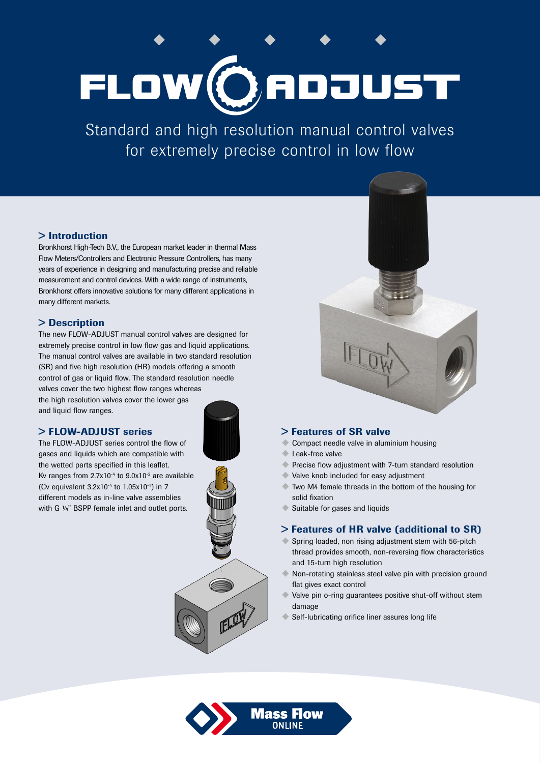# FLOW-ADJUST

Standard and high resolution manual control valves for extremely precise control in low flow

## > Introduction

Bronkhorst High-Tech B.V., the European market leader in thermal Mass Flow Meters/Controllers and Electronic Pressure Controllers, has many years of experience in designing and manufacturing precise and reliable measurement and control devices. With a wide range of instruments, Bronkhorst offers innovative solutions for many different applications in many different markets.

## > Description

The new FLOW-ADJUST manual control valves are designed for extremely precise control in low flow gas and liquid applications. The manual control valves are available in two standard resolution (SR) and five high resolution (HR) models offering a smooth control of gas or liquid flow. The standard resolution needle valves cover the two highest flow ranges whereas the high resolution valves cover the lower gas and liquid flow ranges.

## > FLOW-ADJUST series

The FLOW-ADJUST series control the flow of gases and liquids which are compatible with the wetted parts specified in this leaflet. Kv ranges from $2.7x10^{-4}$ to $9.0x10^{-2}$ are available (Cv equivalent $3.2x10^{-4}$ to $1.05x10^{-1}$) in 7 different models as in-line valve assemblies with G ¼" BSPP female inlet and outlet ports.

## > Features of SR valve

- Compact needle valve in aluminium housing
- Leak-free valve
- Precise flow adjustment with 7-turn standard resolution
- Valve knob included for easy adjustment
- Two M4 female threads in the bottom of the housing for solid fixation
- Suitable for gases and liquids

## > Features of HR valve (additional to SR)

- Spring loaded, non rising adjustment stem with 56-pitch thread provides smooth, non-reversing flow characteristics and 15-turn high resolution
- Non-rotating stainless steel valve pin with precision ground flat gives exact control
- Valve pin o-ring guarantees positive shut-off without stem damage
- Self-lubricating orifice liner assures long life

Mass Flow ONLINE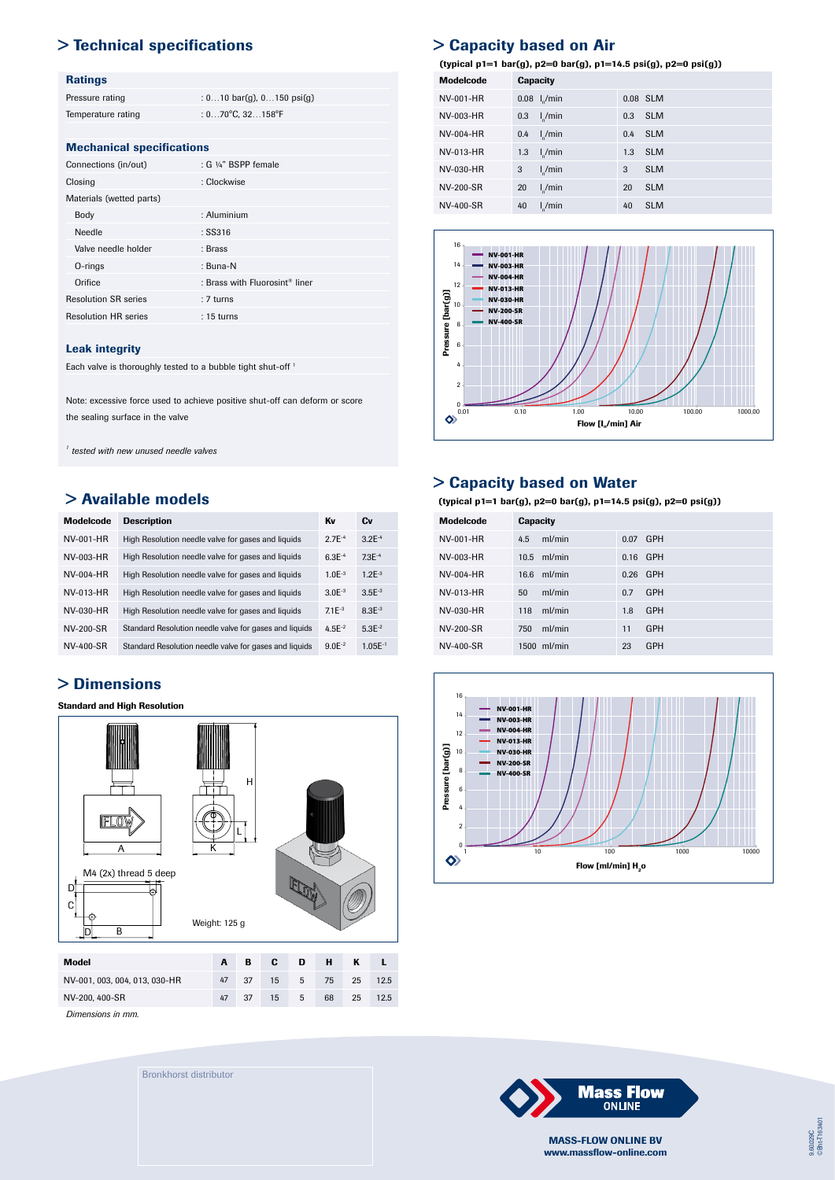## > Technical specifications

### Ratings

| | |
|---|---|
| Pressure rating | : 0…10 bar(g), 0…150 psi(g) |
| Temperature rating | : 0…70°C, 32…158°F |

### Mechanical specifications

| | |
|---|---|
| Connections (in/out) | : G ¼" BSPP female |
| Closing | : Clockwise |
| Materials (wetted parts) | |
| Body | : Aluminium |
| Needle | : SS316 |
| Valve needle holder | : Brass |
| O-rings | : Buna-N |
| Orifice | : Brass with Fluorosint® liner |
| Resolution SR series | : 7 turns |
| Resolution HR series | : 15 turns |

### Leak integrity

Each valve is thoroughly tested to a bubble tight shut-off [1]

Note: excessive force used to achieve positive shut-off can deform or score the sealing surface in the valve

[1] *tested with new unused needle valves*

## > Available models

| Modelcode | Description | Kv | Cv |
|---|---|---|---|
| NV-001-HR | High Resolution needle valve for gases and liquids | $2.7E^{-4}$ | $3.2E^{-4}$ |
| NV-003-HR | High Resolution needle valve for gases and liquids | $6.3E^{-4}$ | $7.3E^{-4}$ |
| NV-004-HR | High Resolution needle valve for gases and liquids | $1.0E^{-3}$ | $1.2E^{-3}$ |
| NV-013-HR | High Resolution needle valve for gases and liquids | $3.0E^{-3}$ | $3.5E^{-3}$ |
| NV-030-HR | High Resolution needle valve for gases and liquids | $7.1E^{-3}$ | $8.3E^{-3}$ |
| NV-200-SR | Standard Resolution needle valve for gases and liquids | $4.5E^{-2}$ | $5.3E^{-2}$ |
| NV-400-SR | Standard Resolution needle valve for gases and liquids | $9.0E^{-2}$ | $1.05E^{-1}$ |

## > Dimensions

**Standard and High Resolution**

FLOW
A
K
H
L
M4 (2x) thread 5 deep
D
C
D
B
Weight: 125 g

| Model | A | B | C | D | H | K | L |
|---|---|---|---|---|---|---|---|
| NV-001, 003, 004, 013, 030-HR | 47 | 37 | 15 | 5 | 75 | 25 | 12.5 |
| NV-200, 400-SR | 47 | 37 | 15 | 5 | 68 | 25 | 12.5 |

*Dimensions in mm.*

## > Capacity based on Air

**(typical p1=1 bar(g), p2=0 bar(g), p1=14.5 psi(g), p2=0 psi(g))**

| Modelcode | Capacity | |
|---|---|---|
| NV-001-HR | 0.08 $l_n$/min | 0.08 SLM |
| NV-003-HR | 0.3 $l_n$/min | 0.3 SLM |
| NV-004-HR | 0.4 $l_n$/min | 0.4 SLM |
| NV-013-HR | 1.3 $l_n$/min | 1.3 SLM |
| NV-030-HR | 3 $l_n$/min | 3 SLM |
| NV-200-SR | 20 $l_n$/min | 20 SLM |
| NV-400-SR | 40 $l_n$/min | 40 SLM |

NV-001-HR
NV-003-HR
NV-004-HR
NV-013-HR
NV-030-HR
NV-200-SR
NV-400-SR
Pressure [bar(g)]
0 2 4 6 8 10 12 14 16
0.01 0.10 1.00 10.00 100.00 1000.00
Flow [$l_n$/min] Air

## > Capacity based on Water

**(typical p1=1 bar(g), p2=0 bar(g), p1=14.5 psi(g), p2=0 psi(g))**

| Modelcode | Capacity | |
|---|---|---|
| NV-001-HR | 4.5 ml/min | 0.07 GPH |
| NV-003-HR | 10.5 ml/min | 0.16 GPH |
| NV-004-HR | 16.6 ml/min | 0.26 GPH |
| NV-013-HR | 50 ml/min | 0.7 GPH |
| NV-030-HR | 118 ml/min | 1.8 GPH |
| NV-200-SR | 750 ml/min | 11 GPH |
| NV-400-SR | 1500 ml/min | 23 GPH |

NV-001-HR
NV-003-HR
NV-004-HR
NV-013-HR
NV-030-HR
NV-200-SR
NV-400-SR
Pressure [bar(g)]
0 2 4 6 8 10 12 14 16
1 10 100 1000 10000
Flow [ml/min] $H_2O$

Bronkhorst distributor

Mass Flow ONLINE

**MASS-FLOW ONLINE BV**
**www.massflow-online.com**

9.60.029C
©BH-T163401